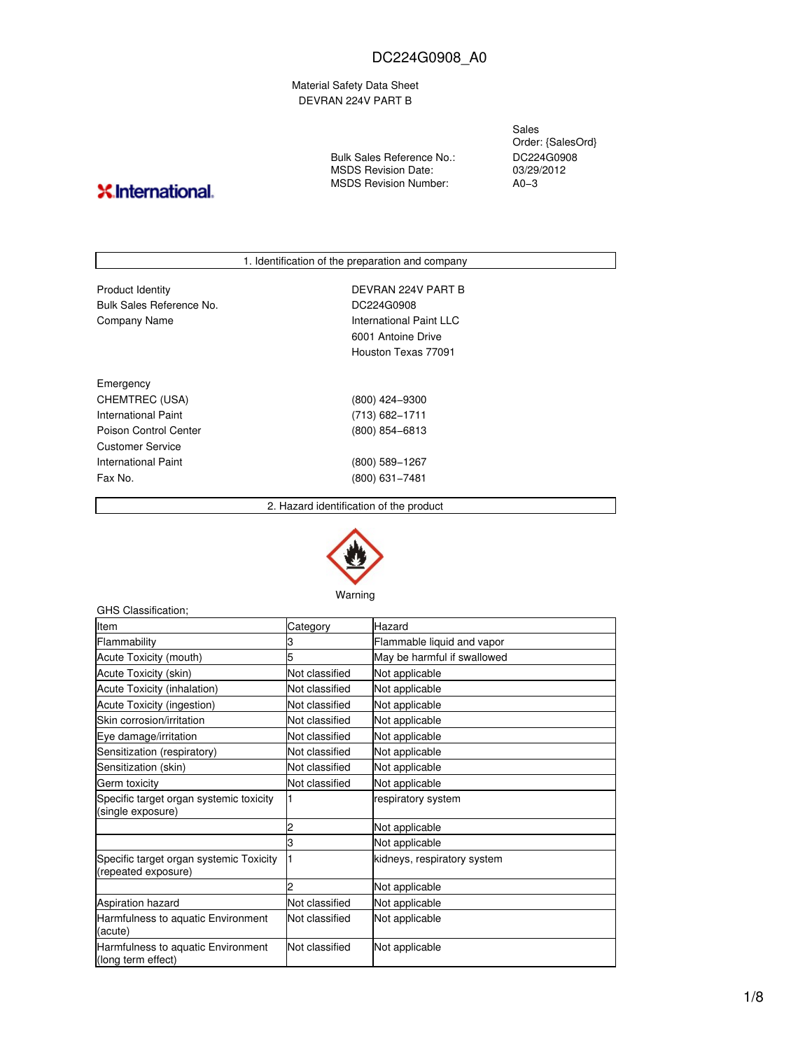DC224G0908_A0

Material Safety Data Sheet
DEVRAN 224V PART B

Sales Order: {SalesOrd}

| | |
|---|---|
| Bulk Sales Reference No.: | DC224G0908 |
| MSDS Revision Date: | 03/29/2012 |
| MSDS Revision Number: | A0–3 |

International.

## 1. Identification of the preparation and company

| | |
|---|---|
| Product Identity | DEVRAN 224V PART B |
| Bulk Sales Reference No. | DC224G0908 |
| Company Name | International Paint LLC<br>6001 Antoine Drive<br>Houston Texas 77091 |

Emergency

| | |
|---|---|
| CHEMTREC (USA) | (800) 424–9300 |
| International Paint | (713) 682–1711 |
| Poison Control Center | (800) 854–6813 |

Customer Service

| | |
|---|---|
| International Paint | (800) 589–1267 |
| Fax No. | (800) 631–7481 |

## 2. Hazard identification of the product

Warning

GHS Classification;

| Item | Category | Hazard |
|---|---|---|
| Flammability | 3 | Flammable liquid and vapor |
| Acute Toxicity (mouth) | 5 | May be harmful if swallowed |
| Acute Toxicity (skin) | Not classified | Not applicable |
| Acute Toxicity (inhalation) | Not classified | Not applicable |
| Acute Toxicity (ingestion) | Not classified | Not applicable |
| Skin corrosion/irritation | Not classified | Not applicable |
| Eye damage/irritation | Not classified | Not applicable |
| Sensitization (respiratory) | Not classified | Not applicable |
| Sensitization (skin) | Not classified | Not applicable |
| Germ toxicity | Not classified | Not applicable |
| Specific target organ systemic toxicity (single exposure) | 1 | respiratory system |
| | 2 | Not applicable |
| | 3 | Not applicable |
| Specific target organ systemic Toxicity (repeated exposure) | 1 | kidneys, respiratory system |
| | 2 | Not applicable |
| Aspiration hazard | Not classified | Not applicable |
| Harmfulness to aquatic Environment (acute) | Not classified | Not applicable |
| Harmfulness to aquatic Environment (long term effect) | Not classified | Not applicable |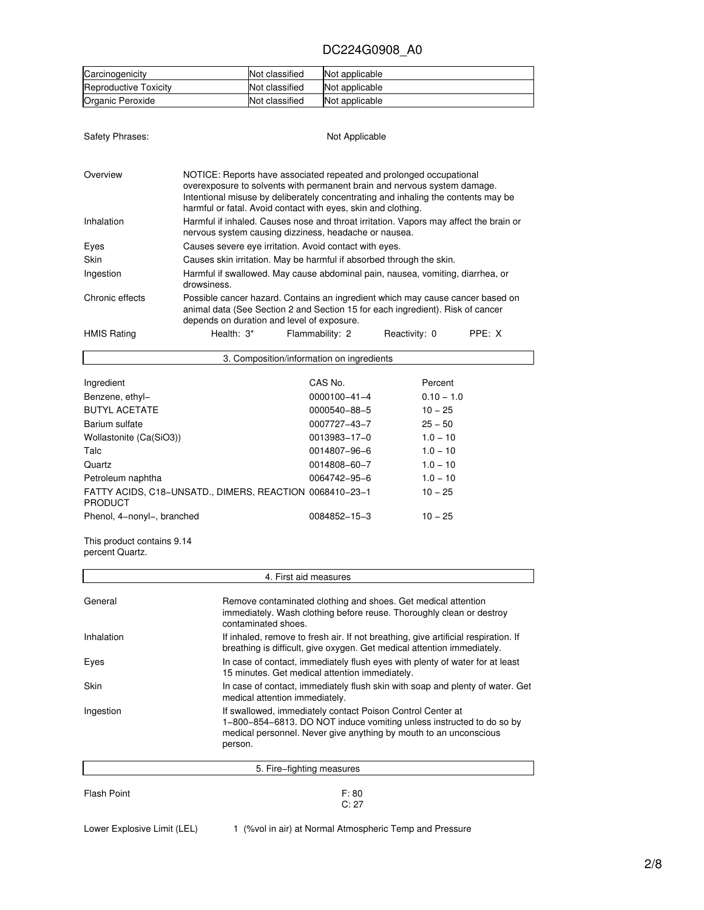| Carcinogenicity | Not classified | Not applicable |
|---|---|---|
| Reproductive Toxicity | Not classified | Not applicable |
| Organic Peroxide | Not classified | Not applicable |

Safety Phrases: Not Applicable

| | |
|---|---|
| Overview | NOTICE: Reports have associated repeated and prolonged occupational overexposure to solvents with permanent brain and nervous system damage. Intentional misuse by deliberately concentrating and inhaling the contents may be harmful or fatal. Avoid contact with eyes, skin and clothing. |
| Inhalation | Harmful if inhaled. Causes nose and throat irritation. Vapors may affect the brain or nervous system causing dizziness, headache or nausea. |
| Eyes | Causes severe eye irritation. Avoid contact with eyes. |
| Skin | Causes skin irritation. May be harmful if absorbed through the skin. |
| Ingestion | Harmful if swallowed. May cause abdominal pain, nausea, vomiting, diarrhea, or drowsiness. |
| Chronic effects | Possible cancer hazard. Contains an ingredient which may cause cancer based on animal data (See Section 2 and Section 15 for each ingredient). Risk of cancer depends on duration and level of exposure. |
| HMIS Rating | Health: 3* Flammability: 2 Reactivity: 0 PPE: X |

## 3. Composition/information on ingredients

| Ingredient | CAS No. | Percent |
|---|---|---|
| Benzene, ethyl− | 0000100−41−4 | 0.10 − 1.0 |
| BUTYL ACETATE | 0000540−88−5 | 10 − 25 |
| Barium sulfate | 0007727−43−7 | 25 − 50 |
| Wollastonite (Ca(SiO3)) | 0013983−17−0 | 1.0 − 10 |
| Talc | 0014807−96−6 | 1.0 − 10 |
| Quartz | 0014808−60−7 | 1.0 − 10 |
| Petroleum naphtha | 0064742−95−6 | 1.0 − 10 |
| FATTY ACIDS, C18−UNSATD., DIMERS, REACTION PRODUCT | 0068410−23−1 | 10 − 25 |
| Phenol, 4−nonyl−, branched | 0084852−15−3 | 10 − 25 |

This product contains 9.14 percent Quartz.

## 4. First aid measures

| | |
|---|---|
| General | Remove contaminated clothing and shoes. Get medical attention immediately. Wash clothing before reuse. Thoroughly clean or destroy contaminated shoes. |
| Inhalation | If inhaled, remove to fresh air. If not breathing, give artificial respiration. If breathing is difficult, give oxygen. Get medical attention immediately. |
| Eyes | In case of contact, immediately flush eyes with plenty of water for at least 15 minutes. Get medical attention immediately. |
| Skin | In case of contact, immediately flush skin with soap and plenty of water. Get medical attention immediately. |
| Ingestion | If swallowed, immediately contact Poison Control Center at 1−800−854−6813. DO NOT induce vomiting unless instructed to do so by medical personnel. Never give anything by mouth to an unconscious person. |

## 5. Fire−fighting measures

Flash Point F: 80
C: 27

Lower Explosive Limit (LEL) 1 (%vol in air) at Normal Atmospheric Temp and Pressure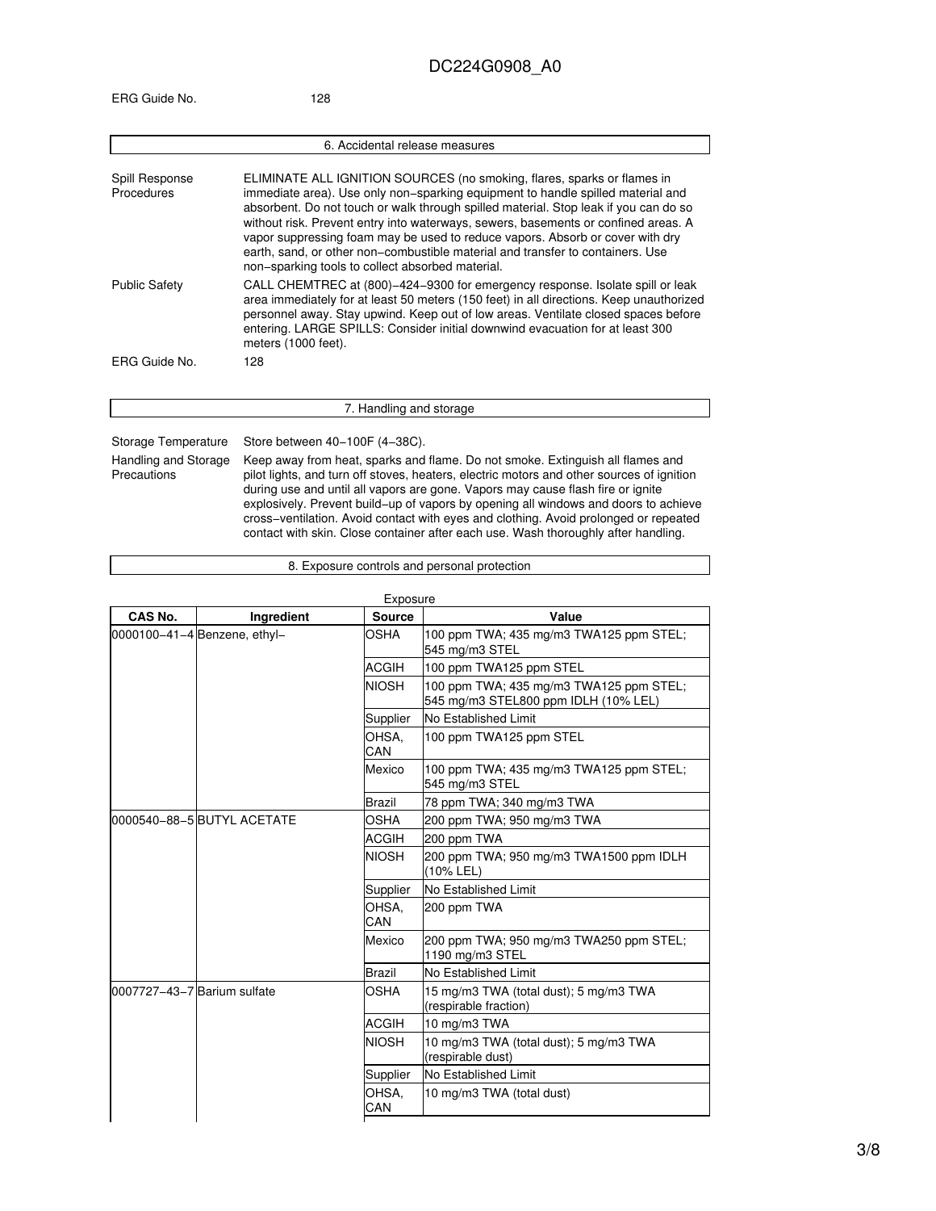ERG Guide No. 128

## 6. Accidental release measures

| | |
|---|---|
| Spill Response Procedures | ELIMINATE ALL IGNITION SOURCES (no smoking, flares, sparks or flames in immediate area). Use only non−sparking equipment to handle spilled material and absorbent. Do not touch or walk through spilled material. Stop leak if you can do so without risk. Prevent entry into waterways, sewers, basements or confined areas. A vapor suppressing foam may be used to reduce vapors. Absorb or cover with dry earth, sand, or other non−combustible material and transfer to containers. Use non−sparking tools to collect absorbed material. |
| Public Safety | CALL CHEMTREC at (800)−424−9300 for emergency response. Isolate spill or leak area immediately for at least 50 meters (150 feet) in all directions. Keep unauthorized personnel away. Stay upwind. Keep out of low areas. Ventilate closed spaces before entering. LARGE SPILLS: Consider initial downwind evacuation for at least 300 meters (1000 feet). |
| ERG Guide No. | 128 |

## 7. Handling and storage

| | |
|---|---|
| Storage Temperature | Store between 40−100F (4−38C). |
| Handling and Storage Precautions | Keep away from heat, sparks and flame. Do not smoke. Extinguish all flames and pilot lights, and turn off stoves, heaters, electric motors and other sources of ignition during use and until all vapors are gone. Vapors may cause flash fire or ignite explosively. Prevent build−up of vapors by opening all windows and doors to achieve cross−ventilation. Avoid contact with eyes and clothing. Avoid prolonged or repeated contact with skin. Close container after each use. Wash thoroughly after handling. |

## 8. Exposure controls and personal protection

Exposure

| CAS No. | Ingredient | Source | Value |
|---|---|---|---|
| 0000100−41−4 | Benzene, ethyl− | OSHA | 100 ppm TWA; 435 mg/m3 TWA125 ppm STEL; 545 mg/m3 STEL |
| | | ACGIH | 100 ppm TWA125 ppm STEL |
| | | NIOSH | 100 ppm TWA; 435 mg/m3 TWA125 ppm STEL; 545 mg/m3 STEL800 ppm IDLH (10% LEL) |
| | | Supplier | No Established Limit |
| | | OHSA, CAN | 100 ppm TWA125 ppm STEL |
| | | Mexico | 100 ppm TWA; 435 mg/m3 TWA125 ppm STEL; 545 mg/m3 STEL |
| | | Brazil | 78 ppm TWA; 340 mg/m3 TWA |
| 0000540−88−5 | BUTYL ACETATE | OSHA | 200 ppm TWA; 950 mg/m3 TWA |
| | | ACGIH | 200 ppm TWA |
| | | NIOSH | 200 ppm TWA; 950 mg/m3 TWA1500 ppm IDLH (10% LEL) |
| | | Supplier | No Established Limit |
| | | OHSA, CAN | 200 ppm TWA |
| | | Mexico | 200 ppm TWA; 950 mg/m3 TWA250 ppm STEL; 1190 mg/m3 STEL |
| | | Brazil | No Established Limit |
| 0007727−43−7 | Barium sulfate | OSHA | 15 mg/m3 TWA (total dust); 5 mg/m3 TWA (respirable fraction) |
| | | ACGIH | 10 mg/m3 TWA |
| | | NIOSH | 10 mg/m3 TWA (total dust); 5 mg/m3 TWA (respirable dust) |
| | | Supplier | No Established Limit |
| | | OHSA, CAN | 10 mg/m3 TWA (total dust) |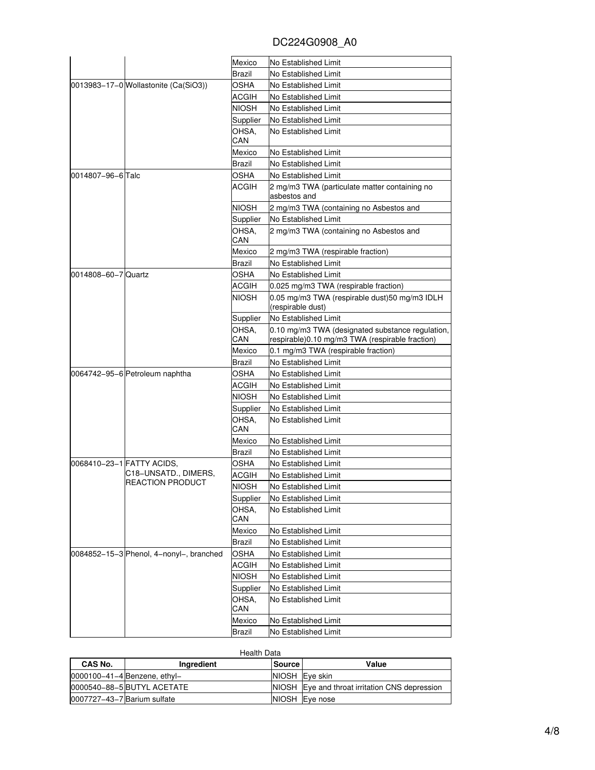| | | | |
|---|---|---|---|
| | | Mexico | No Established Limit |
| | | Brazil | No Established Limit |
| 0013983−17−0 | Wollastonite (Ca(SiO3)) | OSHA | No Established Limit |
| | | ACGIH | No Established Limit |
| | | NIOSH | No Established Limit |
| | | Supplier | No Established Limit |
| | | OHSA, CAN | No Established Limit |
| | | Mexico | No Established Limit |
| | | Brazil | No Established Limit |
| 0014807−96−6 | Talc | OSHA | No Established Limit |
| | | ACGIH | 2 mg/m3 TWA (particulate matter containing no asbestos and |
| | | NIOSH | 2 mg/m3 TWA (containing no Asbestos and |
| | | Supplier | No Established Limit |
| | | OHSA, CAN | 2 mg/m3 TWA (containing no Asbestos and |
| | | Mexico | 2 mg/m3 TWA (respirable fraction) |
| | | Brazil | No Established Limit |
| 0014808−60−7 | Quartz | OSHA | No Established Limit |
| | | ACGIH | 0.025 mg/m3 TWA (respirable fraction) |
| | | NIOSH | 0.05 mg/m3 TWA (respirable dust)50 mg/m3 IDLH (respirable dust) |
| | | Supplier | No Established Limit |
| | | OHSA, CAN | 0.10 mg/m3 TWA (designated substance regulation, respirable)0.10 mg/m3 TWA (respirable fraction) |
| | | Mexico | 0.1 mg/m3 TWA (respirable fraction) |
| | | Brazil | No Established Limit |
| 0064742−95−6 | Petroleum naphtha | OSHA | No Established Limit |
| | | ACGIH | No Established Limit |
| | | NIOSH | No Established Limit |
| | | Supplier | No Established Limit |
| | | OHSA, CAN | No Established Limit |
| | | Mexico | No Established Limit |
| | | Brazil | No Established Limit |
| 0068410−23−1 | FATTY ACIDS, C18−UNSATD., DIMERS, REACTION PRODUCT | OSHA | No Established Limit |
| | | ACGIH | No Established Limit |
| | | NIOSH | No Established Limit |
| | | Supplier | No Established Limit |
| | | OHSA, CAN | No Established Limit |
| | | Mexico | No Established Limit |
| | | Brazil | No Established Limit |
| 0084852−15−3 | Phenol, 4−nonyl−, branched | OSHA | No Established Limit |
| | | ACGIH | No Established Limit |
| | | NIOSH | No Established Limit |
| | | Supplier | No Established Limit |
| | | OHSA, CAN | No Established Limit |
| | | Mexico | No Established Limit |
| | | Brazil | No Established Limit |

Health Data

| CAS No. | Ingredient | Source | Value |
|---|---|---|---|
| 0000100−41−4 | Benzene, ethyl− | NIOSH | Eye skin |
| 0000540−88−5 | BUTYL ACETATE | NIOSH | Eye and throat irritation CNS depression |
| 0007727−43−7 | Barium sulfate | NIOSH | Eye nose |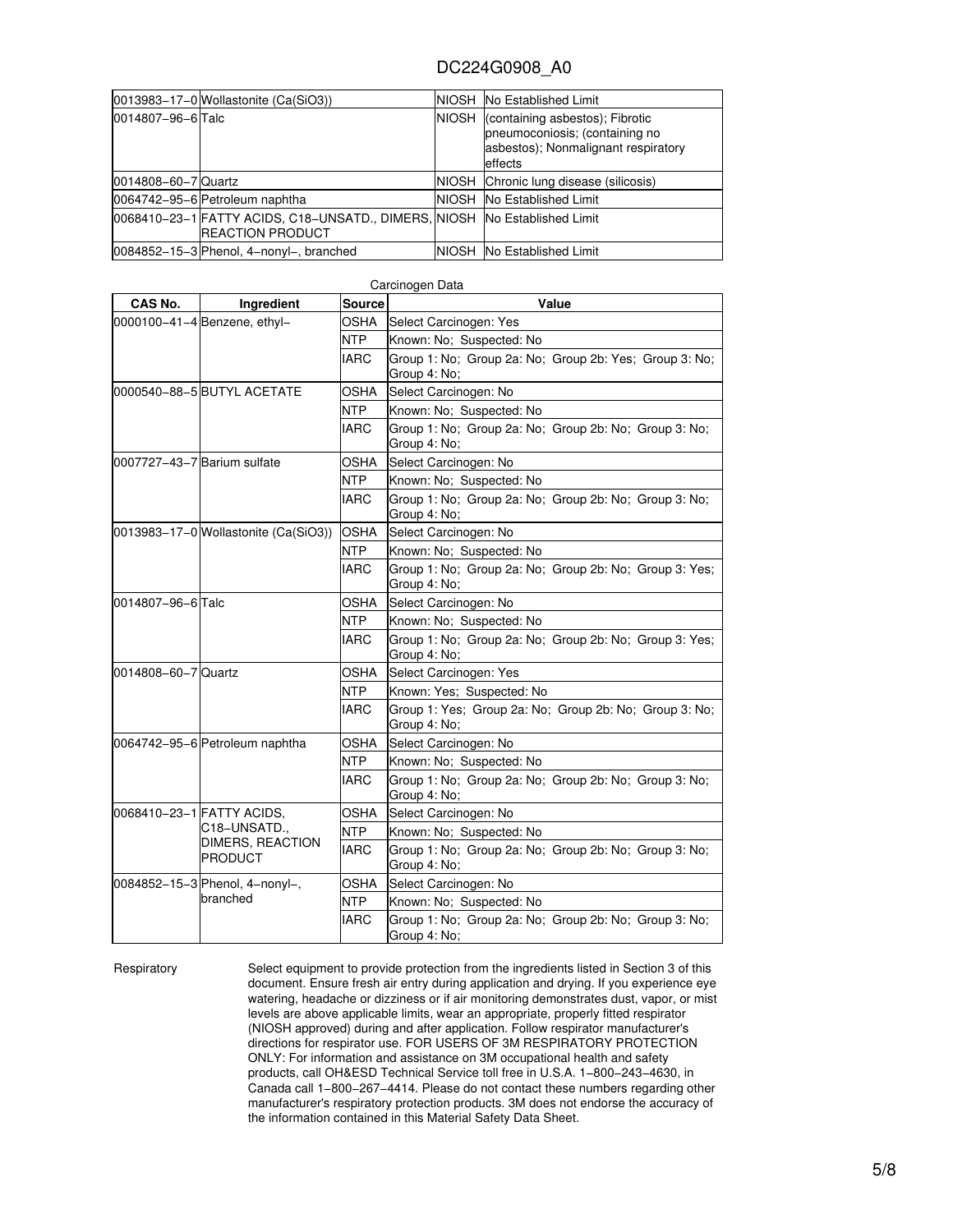| | | | |
|---|---|---|---|
| 0013983−17−0 | Wollastonite (Ca(SiO3)) | NIOSH | No Established Limit |
| 0014807−96−6 | Talc | NIOSH | (containing asbestos); Fibrotic pneumoconiosis; (containing no asbestos); Nonmalignant respiratory effects |
| 0014808−60−7 | Quartz | NIOSH | Chronic lung disease (silicosis) |
| 0064742−95−6 | Petroleum naphtha | NIOSH | No Established Limit |
| 0068410−23−1 | FATTY ACIDS, C18−UNSATD., DIMERS, REACTION PRODUCT | NIOSH | No Established Limit |
| 0084852−15−3 | Phenol, 4−nonyl−, branched | NIOSH | No Established Limit |

Carcinogen Data

| CAS No. | Ingredient | Source | Value |
|---|---|---|---|
| 0000100−41−4 | Benzene, ethyl− | OSHA | Select Carcinogen: Yes |
| | | NTP | Known: No; Suspected: No |
| | | IARC | Group 1: No; Group 2a: No; Group 2b: Yes; Group 3: No; Group 4: No; |
| 0000540−88−5 | BUTYL ACETATE | OSHA | Select Carcinogen: No |
| | | NTP | Known: No; Suspected: No |
| | | IARC | Group 1: No; Group 2a: No; Group 2b: No; Group 3: No; Group 4: No; |
| 0007727−43−7 | Barium sulfate | OSHA | Select Carcinogen: No |
| | | NTP | Known: No; Suspected: No |
| | | IARC | Group 1: No; Group 2a: No; Group 2b: No; Group 3: No; Group 4: No; |
| 0013983−17−0 | Wollastonite (Ca(SiO3)) | OSHA | Select Carcinogen: No |
| | | NTP | Known: No; Suspected: No |
| | | IARC | Group 1: No; Group 2a: No; Group 2b: No; Group 3: Yes; Group 4: No; |
| 0014807−96−6 | Talc | OSHA | Select Carcinogen: No |
| | | NTP | Known: No; Suspected: No |
| | | IARC | Group 1: No; Group 2a: No; Group 2b: No; Group 3: Yes; Group 4: No; |
| 0014808−60−7 | Quartz | OSHA | Select Carcinogen: Yes |
| | | NTP | Known: Yes; Suspected: No |
| | | IARC | Group 1: Yes; Group 2a: No; Group 2b: No; Group 3: No; Group 4: No; |
| 0064742−95−6 | Petroleum naphtha | OSHA | Select Carcinogen: No |
| | | NTP | Known: No; Suspected: No |
| | | IARC | Group 1: No; Group 2a: No; Group 2b: No; Group 3: No; Group 4: No; |
| 0068410−23−1 | FATTY ACIDS, C18−UNSATD., DIMERS, REACTION PRODUCT | OSHA | Select Carcinogen: No |
| | | NTP | Known: No; Suspected: No |
| | | IARC | Group 1: No; Group 2a: No; Group 2b: No; Group 3: No; Group 4: No; |
| 0084852−15−3 | Phenol, 4−nonyl−, branched | OSHA | Select Carcinogen: No |
| | | NTP | Known: No; Suspected: No |
| | | IARC | Group 1: No; Group 2a: No; Group 2b: No; Group 3: No; Group 4: No; |

**Respiratory**

Select equipment to provide protection from the ingredients listed in Section 3 of this document. Ensure fresh air entry during application and drying. If you experience eye watering, headache or dizziness or if air monitoring demonstrates dust, vapor, or mist levels are above applicable limits, wear an appropriate, properly fitted respirator (NIOSH approved) during and after application. Follow respirator manufacturer's directions for respirator use. FOR USERS OF 3M RESPIRATORY PROTECTION ONLY: For information and assistance on 3M occupational health and safety products, call OH&ESD Technical Service toll free in U.S.A. 1−800−243−4630, in Canada call 1−800−267−4414. Please do not contact these numbers regarding other manufacturer's respiratory protection products. 3M does not endorse the accuracy of the information contained in this Material Safety Data Sheet.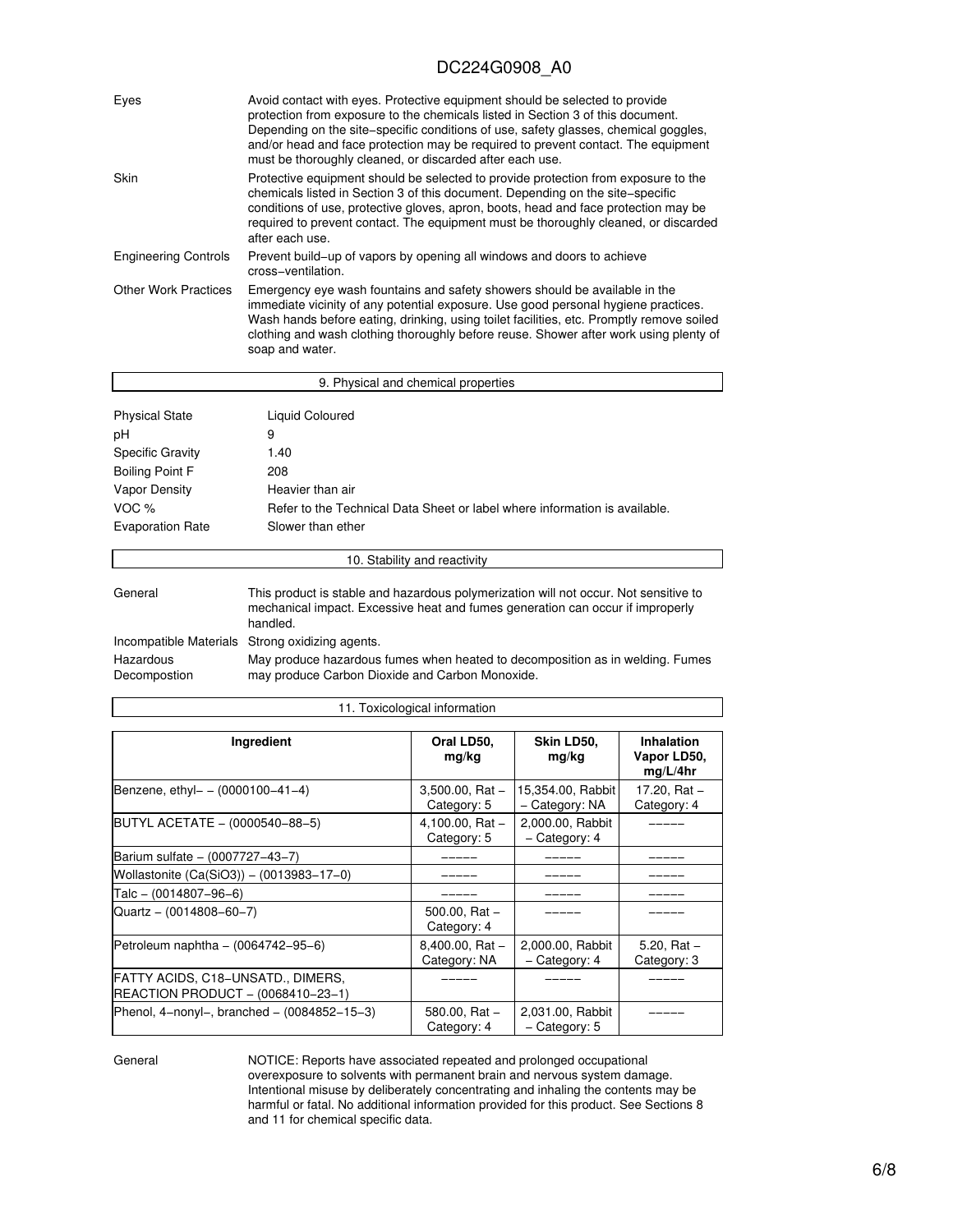| | |
|---|---|
| Eyes | Avoid contact with eyes. Protective equipment should be selected to provide protection from exposure to the chemicals listed in Section 3 of this document. Depending on the site−specific conditions of use, safety glasses, chemical goggles, and/or head and face protection may be required to prevent contact. The equipment must be thoroughly cleaned, or discarded after each use. |
| Skin | Protective equipment should be selected to provide protection from exposure to the chemicals listed in Section 3 of this document. Depending on the site−specific conditions of use, protective gloves, apron, boots, head and face protection may be required to prevent contact. The equipment must be thoroughly cleaned, or discarded after each use. |
| Engineering Controls | Prevent build−up of vapors by opening all windows and doors to achieve cross−ventilation. |
| Other Work Practices | Emergency eye wash fountains and safety showers should be available in the immediate vicinity of any potential exposure. Use good personal hygiene practices. Wash hands before eating, drinking, using toilet facilities, etc. Promptly remove soiled clothing and wash clothing thoroughly before reuse. Shower after work using plenty of soap and water. |

## 9. Physical and chemical properties

| | |
|---|---|
| Physical State | Liquid Coloured |
| pH | 9 |
| Specific Gravity | 1.40 |
| Boiling Point F | 208 |
| Vapor Density | Heavier than air |
| VOC % | Refer to the Technical Data Sheet or label where information is available. |
| Evaporation Rate | Slower than ether |

## 10. Stability and reactivity

| | |
|---|---|
| General | This product is stable and hazardous polymerization will not occur. Not sensitive to mechanical impact. Excessive heat and fumes generation can occur if improperly handled. |
| Incompatible Materials | Strong oxidizing agents. |
| Hazardous Decompostion | May produce hazardous fumes when heated to decomposition as in welding. Fumes may produce Carbon Dioxide and Carbon Monoxide. |

## 11. Toxicological information

| Ingredient | Oral LD50, mg/kg | Skin LD50, mg/kg | Inhalation Vapor LD50, mg/L/4hr |
|---|---|---|---|
| Benzene, ethyl− − (0000100−41−4) | 3,500.00, Rat − Category: 5 | 15,354.00, Rabbit − Category: NA | 17.20, Rat − Category: 4 |
| BUTYL ACETATE − (0000540−88−5) | 4,100.00, Rat − Category: 5 | 2,000.00, Rabbit − Category: 4 | −−−−− |
| Barium sulfate − (0007727−43−7) | −−−−− | −−−−− | −−−−− |
| Wollastonite (Ca(SiO3)) − (0013983−17−0) | −−−−− | −−−−− | −−−−− |
| Talc − (0014807−96−6) | −−−−− | −−−−− | −−−−− |
| Quartz − (0014808−60−7) | 500.00, Rat − Category: 4 | −−−−− | −−−−− |
| Petroleum naphtha − (0064742−95−6) | 8,400.00, Rat − Category: NA | 2,000.00, Rabbit − Category: 4 | 5.20, Rat − Category: 3 |
| FATTY ACIDS, C18−UNSATD., DIMERS, REACTION PRODUCT − (0068410−23−1) | −−−−− | −−−−− | −−−−− |
| Phenol, 4−nonyl−, branched − (0084852−15−3) | 580.00, Rat − Category: 4 | 2,031.00, Rabbit − Category: 5 | −−−−− |

| | |
|---|---|
| General | NOTICE: Reports have associated repeated and prolonged occupational overexposure to solvents with permanent brain and nervous system damage. Intentional misuse by deliberately concentrating and inhaling the contents may be harmful or fatal. No additional information provided for this product. See Sections 8 and 11 for chemical specific data. |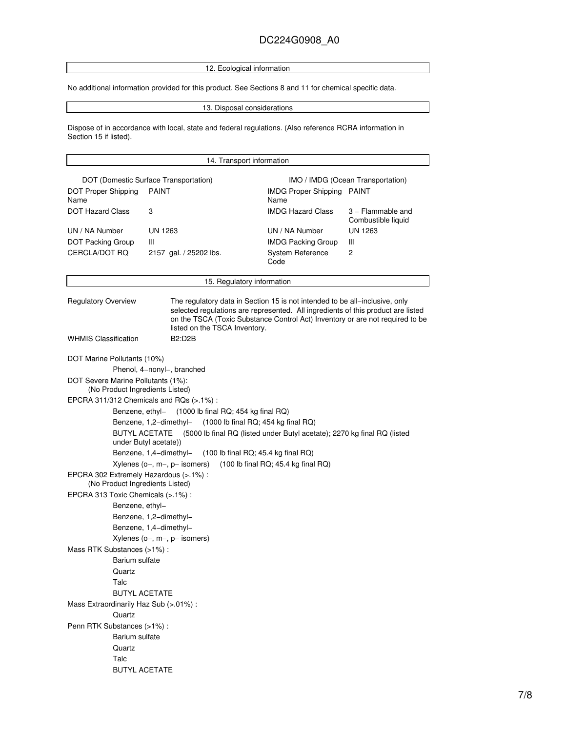## 12. Ecological information

No additional information provided for this product. See Sections 8 and 11 for chemical specific data.

## 13. Disposal considerations

Dispose of in accordance with local, state and federal regulations. (Also reference RCRA information in Section 15 if listed).

## 14. Transport information

| DOT (Domestic Surface Transportation) | | IMO / IMDG (Ocean Transportation) | |
|---|---|---|---|
| DOT Proper Shipping Name | PAINT | IMDG Proper Shipping Name | PAINT |
| DOT Hazard Class | 3 | IMDG Hazard Class | 3 – Flammable and Combustible liquid |
| UN / NA Number | UN 1263 | UN / NA Number | UN 1263 |
| DOT Packing Group | III | IMDG Packing Group | III |
| CERCLA/DOT RQ | 2157 gal. / 25202 lbs. | System Reference Code | 2 |

## 15. Regulatory information

Regulatory Overview: The regulatory data in Section 15 is not intended to be all−inclusive, only selected regulations are represented. All ingredients of this product are listed on the TSCA (Toxic Substance Control Act) Inventory or are not required to be listed on the TSCA Inventory.

WHMIS Classification: B2:D2B

DOT Marine Pollutants (10%)
- Phenol, 4−nonyl−, branched

DOT Severe Marine Pollutants (1%):
- (No Product Ingredients Listed)

EPCRA 311/312 Chemicals and RQs (>.1%) :
- Benzene, ethyl− (1000 lb final RQ; 454 kg final RQ)
- Benzene, 1,2−dimethyl− (1000 lb final RQ; 454 kg final RQ)
- BUTYL ACETATE (5000 lb final RQ (listed under Butyl acetate); 2270 kg final RQ (listed under Butyl acetate))
- Benzene, 1,4−dimethyl− (100 lb final RQ; 45.4 kg final RQ)
- Xylenes (o−, m−, p− isomers) (100 lb final RQ; 45.4 kg final RQ)

EPCRA 302 Extremely Hazardous (>.1%) :
- (No Product Ingredients Listed)

EPCRA 313 Toxic Chemicals (>.1%) :
- Benzene, ethyl−
- Benzene, 1,2−dimethyl−
- Benzene, 1,4−dimethyl−
- Xylenes (o−, m−, p− isomers)

Mass RTK Substances (>1%) :
- Barium sulfate
- Quartz
- Talc
- BUTYL ACETATE

Mass Extraordinarily Haz Sub (>.01%) :
- Quartz

Penn RTK Substances (>1%) :
- Barium sulfate
- Quartz
- Talc
- BUTYL ACETATE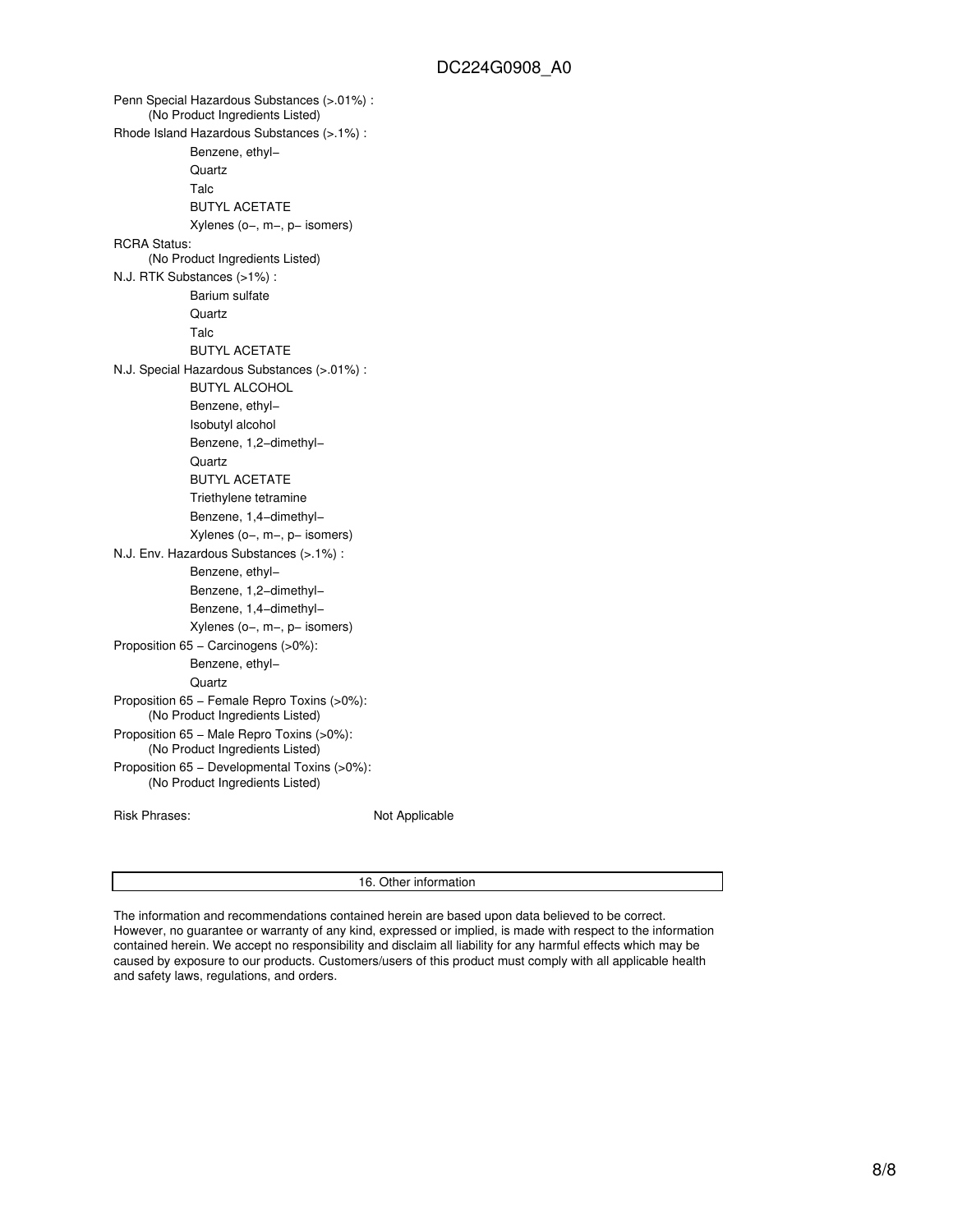Penn Special Hazardous Substances (>.01%) :
(No Product Ingredients Listed)

Rhode Island Hazardous Substances (>.1%) :

- Benzene, ethyl−
- Quartz
- Talc
- BUTYL ACETATE
- Xylenes (o−, m−, p− isomers)

RCRA Status:
(No Product Ingredients Listed)

N.J. RTK Substances (>1%) :

- Barium sulfate
- Quartz
- Talc
- BUTYL ACETATE

N.J. Special Hazardous Substances (>.01%) :

- BUTYL ALCOHOL
- Benzene, ethyl−
- Isobutyl alcohol
- Benzene, 1,2−dimethyl−
- Quartz
- BUTYL ACETATE
- Triethylene tetramine
- Benzene, 1,4−dimethyl−
- Xylenes (o−, m−, p− isomers)

N.J. Env. Hazardous Substances (>.1%) :

- Benzene, ethyl−
- Benzene, 1,2−dimethyl−
- Benzene, 1,4−dimethyl−
- Xylenes (o−, m−, p− isomers)

Proposition 65 − Carcinogens (>0%):

- Benzene, ethyl−
- Quartz

Proposition 65 − Female Repro Toxins (>0%):
(No Product Ingredients Listed)

Proposition 65 − Male Repro Toxins (>0%):
(No Product Ingredients Listed)

Proposition 65 − Developmental Toxins (>0%):
(No Product Ingredients Listed)

Risk Phrases: Not Applicable

## 16. Other information

The information and recommendations contained herein are based upon data believed to be correct. However, no guarantee or warranty of any kind, expressed or implied, is made with respect to the information contained herein. We accept no responsibility and disclaim all liability for any harmful effects which may be caused by exposure to our products. Customers/users of this product must comply with all applicable health and safety laws, regulations, and orders.